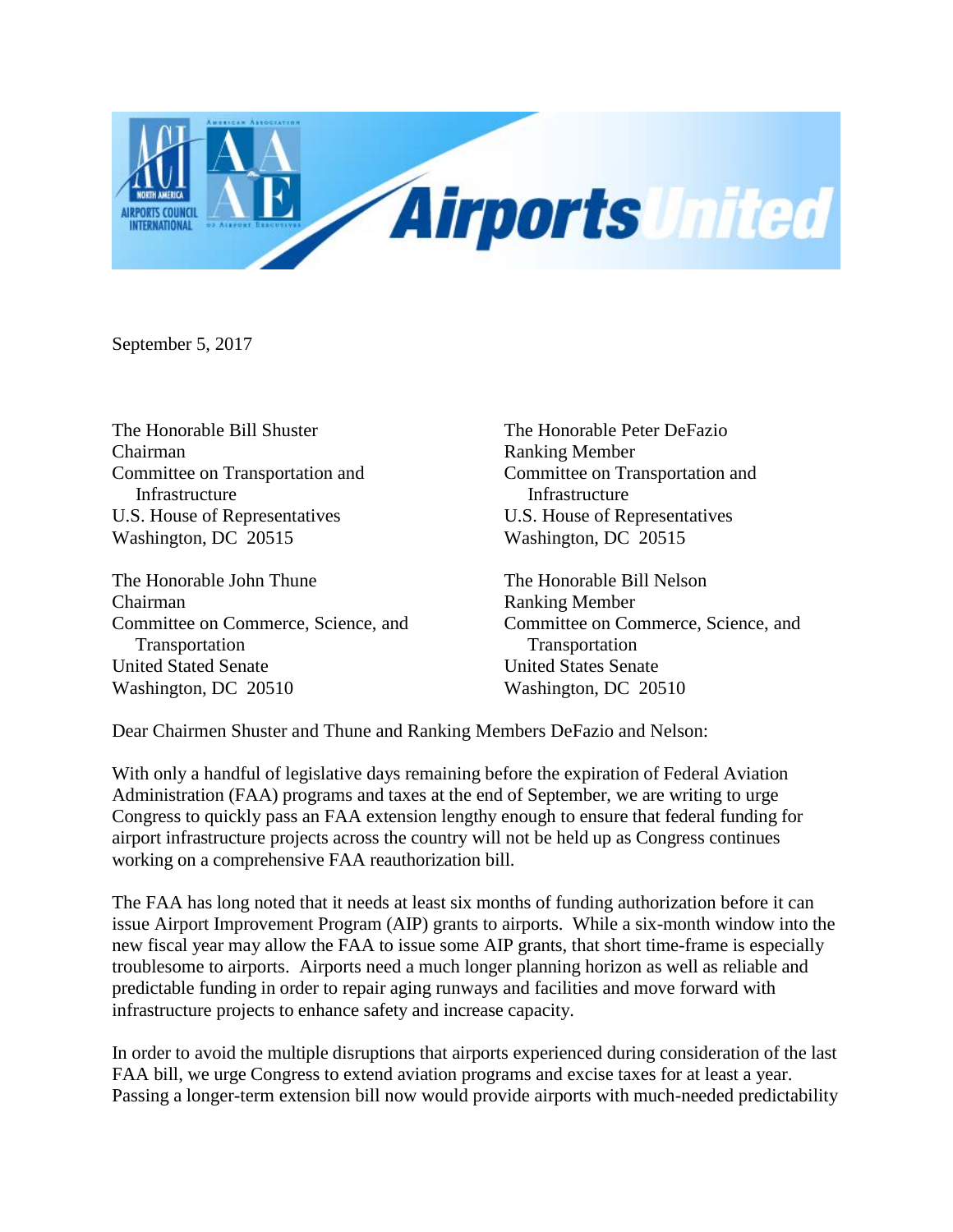September 5, 2017

The Honorable Bill Shuster
Chairman
Committee on Transportation and Infrastructure
U.S. House of Representatives
Washington, DC 20515

The Honorable Peter DeFazio
Ranking Member
Committee on Transportation and Infrastructure
U.S. House of Representatives
Washington, DC 20515

The Honorable John Thune
Chairman
Committee on Commerce, Science, and Transportation
United Stated Senate
Washington, DC 20510

The Honorable Bill Nelson
Ranking Member
Committee on Commerce, Science, and Transportation
United States Senate
Washington, DC 20510

Dear Chairmen Shuster and Thune and Ranking Members DeFazio and Nelson:

With only a handful of legislative days remaining before the expiration of Federal Aviation Administration (FAA) programs and taxes at the end of September, we are writing to urge Congress to quickly pass an FAA extension lengthy enough to ensure that federal funding for airport infrastructure projects across the country will not be held up as Congress continues working on a comprehensive FAA reauthorization bill.

The FAA has long noted that it needs at least six months of funding authorization before it can issue Airport Improvement Program (AIP) grants to airports. While a six-month window into the new fiscal year may allow the FAA to issue some AIP grants, that short time-frame is especially troublesome to airports. Airports need a much longer planning horizon as well as reliable and predictable funding in order to repair aging runways and facilities and move forward with infrastructure projects to enhance safety and increase capacity.

In order to avoid the multiple disruptions that airports experienced during consideration of the last FAA bill, we urge Congress to extend aviation programs and excise taxes for at least a year. Passing a longer-term extension bill now would provide airports with much-needed predictability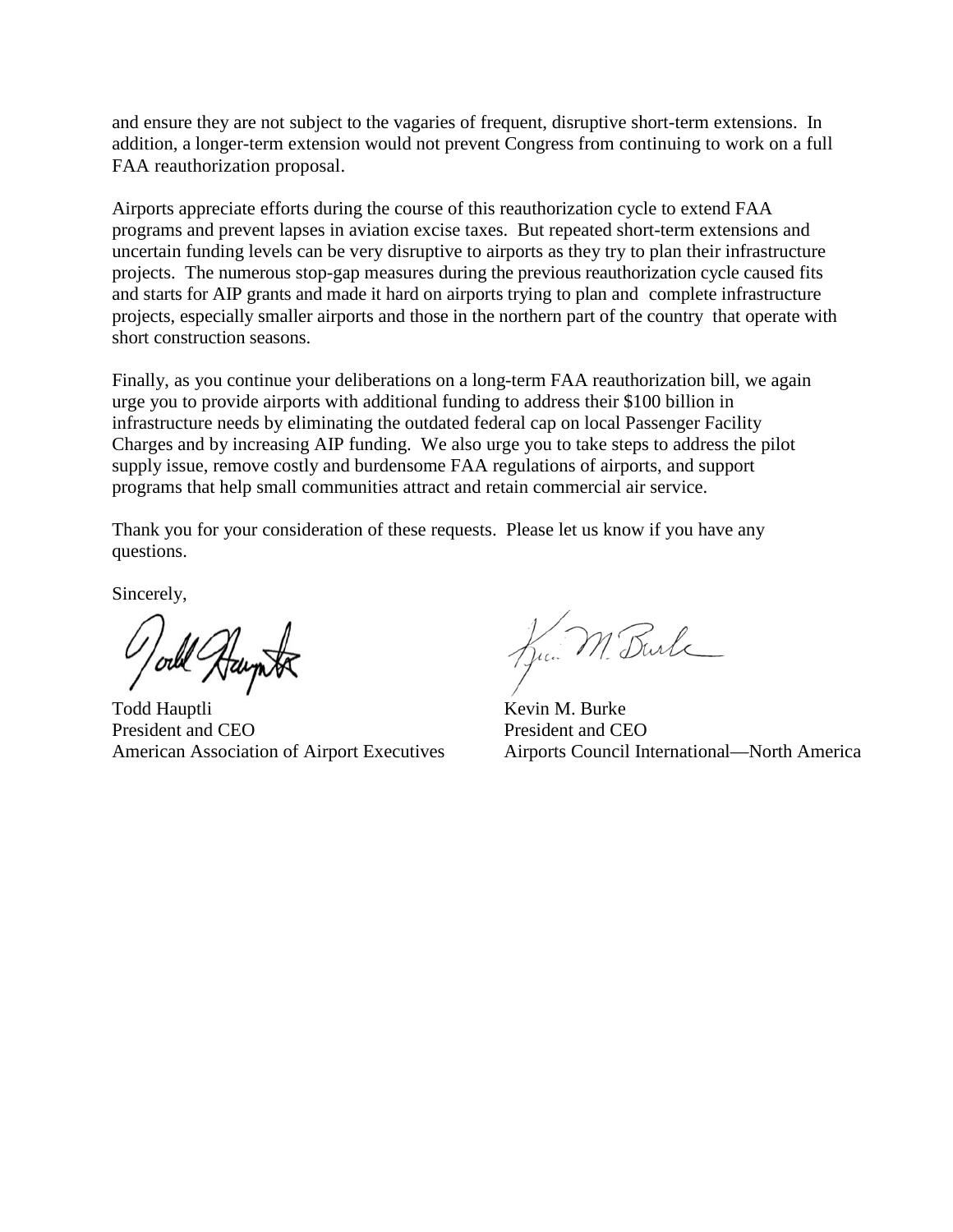and ensure they are not subject to the vagaries of frequent, disruptive short-term extensions. In addition, a longer-term extension would not prevent Congress from continuing to work on a full FAA reauthorization proposal.

Airports appreciate efforts during the course of this reauthorization cycle to extend FAA programs and prevent lapses in aviation excise taxes. But repeated short-term extensions and uncertain funding levels can be very disruptive to airports as they try to plan their infrastructure projects. The numerous stop-gap measures during the previous reauthorization cycle caused fits and starts for AIP grants and made it hard on airports trying to plan and complete infrastructure projects, especially smaller airports and those in the northern part of the country that operate with short construction seasons.

Finally, as you continue your deliberations on a long-term FAA reauthorization bill, we again urge you to provide airports with additional funding to address their $100 billion in infrastructure needs by eliminating the outdated federal cap on local Passenger Facility Charges and by increasing AIP funding. We also urge you to take steps to address the pilot supply issue, remove costly and burdensome FAA regulations of airports, and support programs that help small communities attract and retain commercial air service.

Thank you for your consideration of these requests. Please let us know if you have any questions.

Sincerely,

Todd Hauptli
President and CEO
American Association of Airport Executives

Kevin M. Burke
President and CEO
Airports Council International—North America